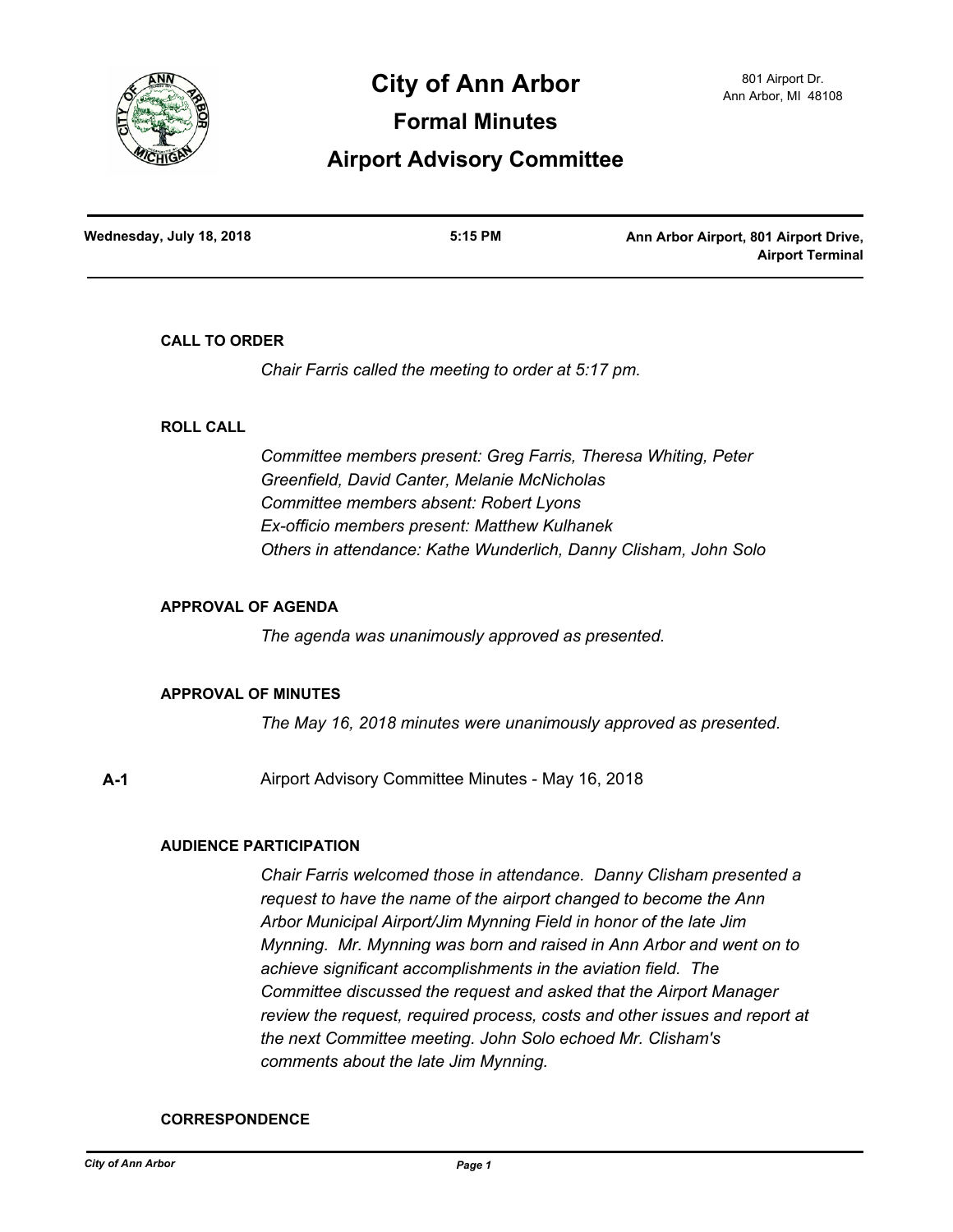# City of Ann Arbor

## Formal Minutes

## Airport Advisory Committee

801 Airport Dr.
Ann Arbor, MI 48108

**Wednesday, July 18, 2018** | **5:15 PM** | **Ann Arbor Airport, 801 Airport Drive, Airport Terminal**

---

### CALL TO ORDER

*Chair Farris called the meeting to order at 5:17 pm.*

### ROLL CALL

*Committee members present: Greg Farris, Theresa Whiting, Peter Greenfield, David Canter, Melanie McNicholas*
*Committee members absent: Robert Lyons*
*Ex-officio members present: Matthew Kulhanek*
*Others in attendance: Kathe Wunderlich, Danny Clisham, John Solo*

### APPROVAL OF AGENDA

*The agenda was unanimously approved as presented.*

### APPROVAL OF MINUTES

*The May 16, 2018 minutes were unanimously approved as presented.*

**A-1** Airport Advisory Committee Minutes - May 16, 2018

### AUDIENCE PARTICIPATION

*Chair Farris welcomed those in attendance. Danny Clisham presented a request to have the name of the airport changed to become the Ann Arbor Municipal Airport/Jim Mynning Field in honor of the late Jim Mynning. Mr. Mynning was born and raised in Ann Arbor and went on to achieve significant accomplishments in the aviation field. The Committee discussed the request and asked that the Airport Manager review the request, required process, costs and other issues and report at the next Committee meeting. John Solo echoed Mr. Clisham's comments about the late Jim Mynning.*

### CORRESPONDENCE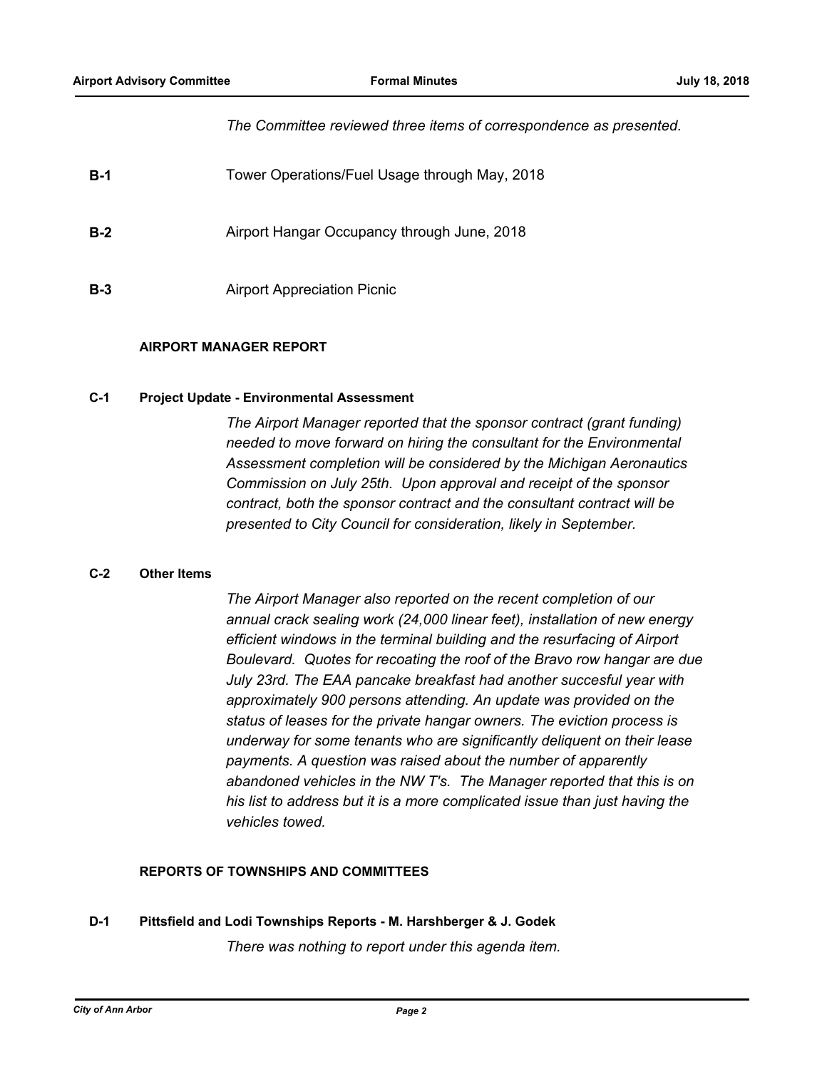*The Committee reviewed three items of correspondence as presented.*

**B-1** Tower Operations/Fuel Usage through May, 2018

**B-2** Airport Hangar Occupancy through June, 2018

**B-3** Airport Appreciation Picnic

## AIRPORT MANAGER REPORT

### C-1 Project Update - Environmental Assessment

*The Airport Manager reported that the sponsor contract (grant funding) needed to move forward on hiring the consultant for the Environmental Assessment completion will be considered by the Michigan Aeronautics Commission on July 25th. Upon approval and receipt of the sponsor contract, both the sponsor contract and the consultant contract will be presented to City Council for consideration, likely in September.*

### C-2 Other Items

*The Airport Manager also reported on the recent completion of our annual crack sealing work (24,000 linear feet), installation of new energy efficient windows in the terminal building and the resurfacing of Airport Boulevard. Quotes for recoating the roof of the Bravo row hangar are due July 23rd. The EAA pancake breakfast had another succesful year with approximately 900 persons attending. An update was provided on the status of leases for the private hangar owners. The eviction process is underway for some tenants who are significantly deliquent on their lease payments. A question was raised about the number of apparently abandoned vehicles in the NW T's. The Manager reported that this is on his list to address but it is a more complicated issue than just having the vehicles towed.*

## REPORTS OF TOWNSHIPS AND COMMITTEES

### D-1 Pittsfield and Lodi Townships Reports - M. Harshberger & J. Godek

*There was nothing to report under this agenda item.*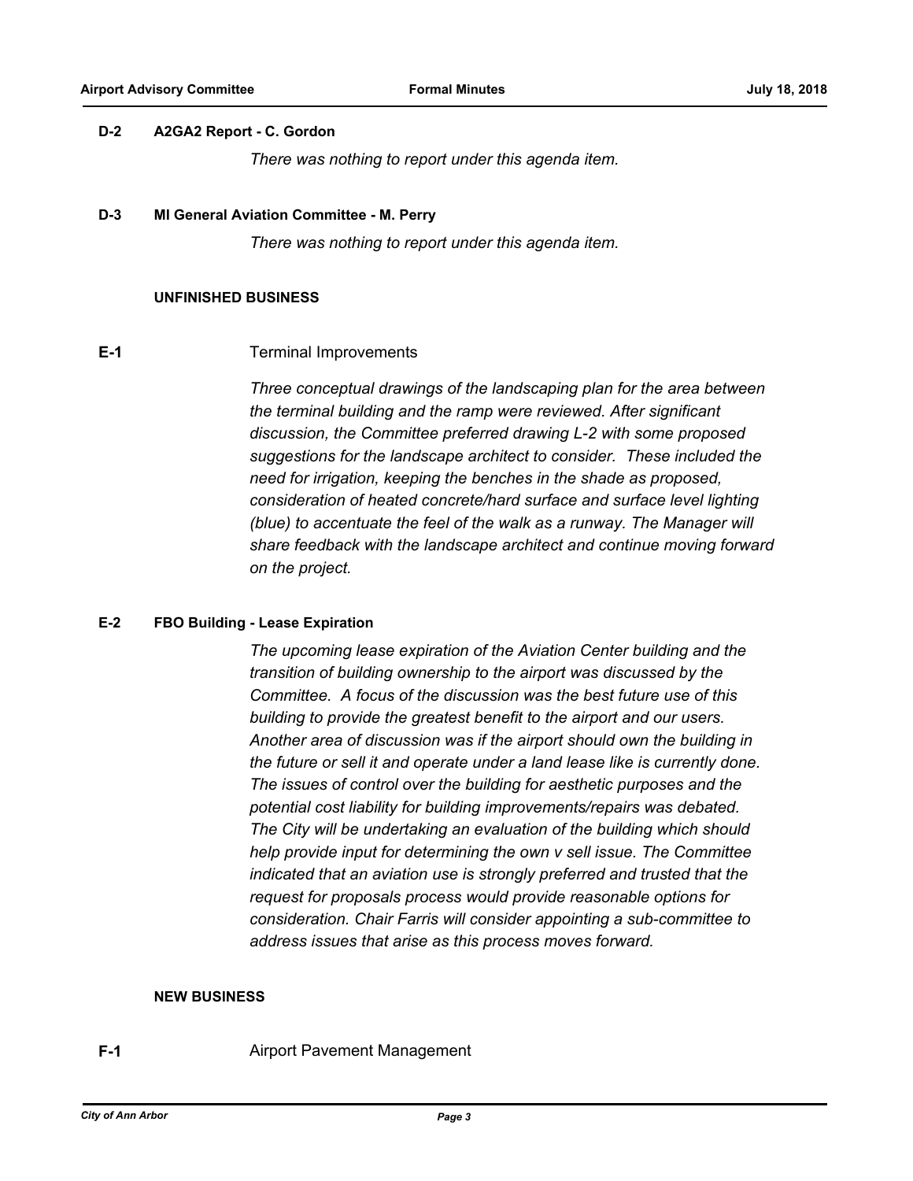**D-2 A2GA2 Report - C. Gordon**

*There was nothing to report under this agenda item.*

**D-3 MI General Aviation Committee - M. Perry**

*There was nothing to report under this agenda item.*

**UNFINISHED BUSINESS**

**E-1** Terminal Improvements

*Three conceptual drawings of the landscaping plan for the area between the terminal building and the ramp were reviewed. After significant discussion, the Committee preferred drawing L-2 with some proposed suggestions for the landscape architect to consider. These included the need for irrigation, keeping the benches in the shade as proposed, consideration of heated concrete/hard surface and surface level lighting (blue) to accentuate the feel of the walk as a runway. The Manager will share feedback with the landscape architect and continue moving forward on the project.*

**E-2 FBO Building - Lease Expiration**

*The upcoming lease expiration of the Aviation Center building and the transition of building ownership to the airport was discussed by the Committee. A focus of the discussion was the best future use of this building to provide the greatest benefit to the airport and our users. Another area of discussion was if the airport should own the building in the future or sell it and operate under a land lease like is currently done. The issues of control over the building for aesthetic purposes and the potential cost liability for building improvements/repairs was debated. The City will be undertaking an evaluation of the building which should help provide input for determining the own v sell issue. The Committee indicated that an aviation use is strongly preferred and trusted that the request for proposals process would provide reasonable options for consideration. Chair Farris will consider appointing a sub-committee to address issues that arise as this process moves forward.*

**NEW BUSINESS**

**F-1** Airport Pavement Management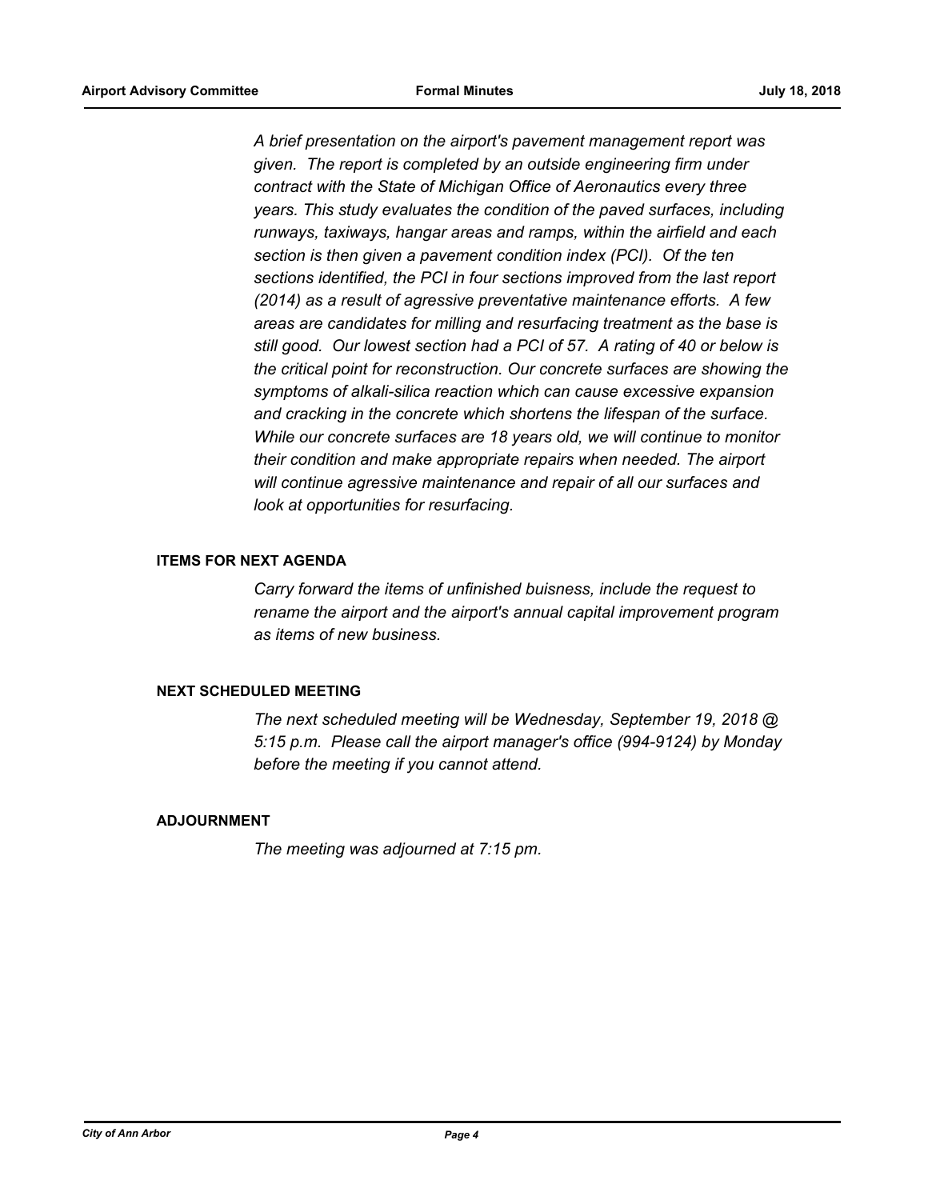*A brief presentation on the airport's pavement management report was given. The report is completed by an outside engineering firm under contract with the State of Michigan Office of Aeronautics every three years. This study evaluates the condition of the paved surfaces, including runways, taxiways, hangar areas and ramps, within the airfield and each section is then given a pavement condition index (PCI). Of the ten sections identified, the PCI in four sections improved from the last report (2014) as a result of agressive preventative maintenance efforts. A few areas are candidates for milling and resurfacing treatment as the base is still good. Our lowest section had a PCI of 57. A rating of 40 or below is the critical point for reconstruction. Our concrete surfaces are showing the symptoms of alkali-silica reaction which can cause excessive expansion and cracking in the concrete which shortens the lifespan of the surface. While our concrete surfaces are 18 years old, we will continue to monitor their condition and make appropriate repairs when needed. The airport will continue agressive maintenance and repair of all our surfaces and look at opportunities for resurfacing.*

## ITEMS FOR NEXT AGENDA

*Carry forward the items of unfinished buisness, include the request to rename the airport and the airport's annual capital improvement program as items of new business.*

## NEXT SCHEDULED MEETING

*The next scheduled meeting will be Wednesday, September 19, 2018 @ 5:15 p.m. Please call the airport manager's office (994-9124) by Monday before the meeting if you cannot attend.*

## ADJOURNMENT

*The meeting was adjourned at 7:15 pm.*